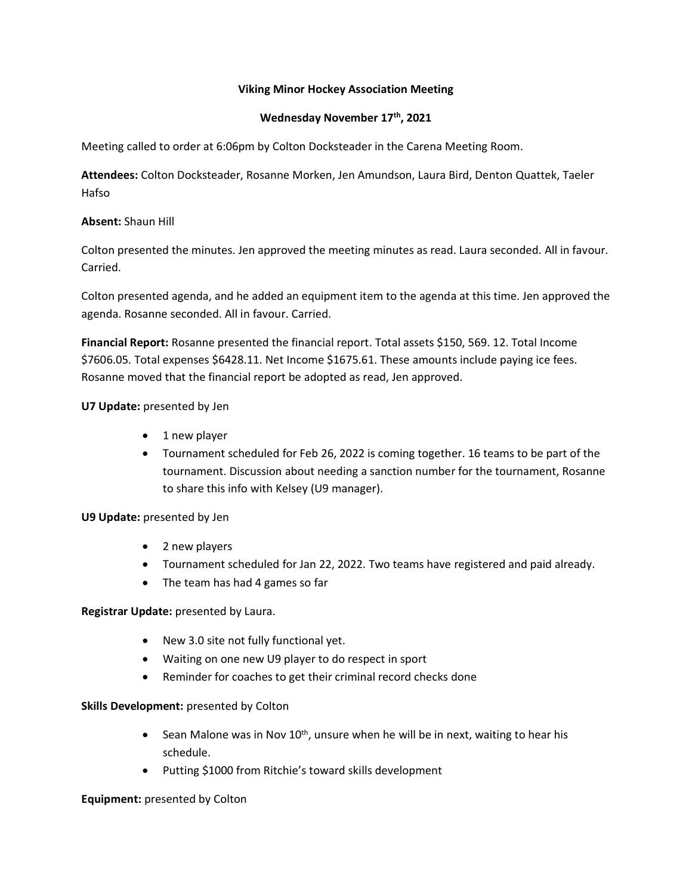**Viking Minor Hockey Association Meeting**

**Wednesday November 17th, 2021**

Meeting called to order at 6:06pm by Colton Docksteader in the Carena Meeting Room.

**Attendees:** Colton Docksteader, Rosanne Morken, Jen Amundson, Laura Bird, Denton Quattek, Taeler Hafso

**Absent:** Shaun Hill

Colton presented the minutes. Jen approved the meeting minutes as read. Laura seconded. All in favour. Carried.

Colton presented agenda, and he added an equipment item to the agenda at this time. Jen approved the agenda. Rosanne seconded. All in favour. Carried.

**Financial Report:** Rosanne presented the financial report. Total assets $150, 569. 12. Total Income $7606.05. Total expenses $6428.11. Net Income $1675.61. These amounts include paying ice fees. Rosanne moved that the financial report be adopted as read, Jen approved.

**U7 Update:** presented by Jen

- 1 new player
- Tournament scheduled for Feb 26, 2022 is coming together. 16 teams to be part of the tournament. Discussion about needing a sanction number for the tournament, Rosanne to share this info with Kelsey (U9 manager).

**U9 Update:** presented by Jen

- 2 new players
- Tournament scheduled for Jan 22, 2022. Two teams have registered and paid already.
- The team has had 4 games so far

**Registrar Update:** presented by Laura.

- New 3.0 site not fully functional yet.
- Waiting on one new U9 player to do respect in sport
- Reminder for coaches to get their criminal record checks done

**Skills Development:** presented by Colton

- Sean Malone was in Nov 10th, unsure when he will be in next, waiting to hear his schedule.
- Putting $1000 from Ritchie's toward skills development

**Equipment:** presented by Colton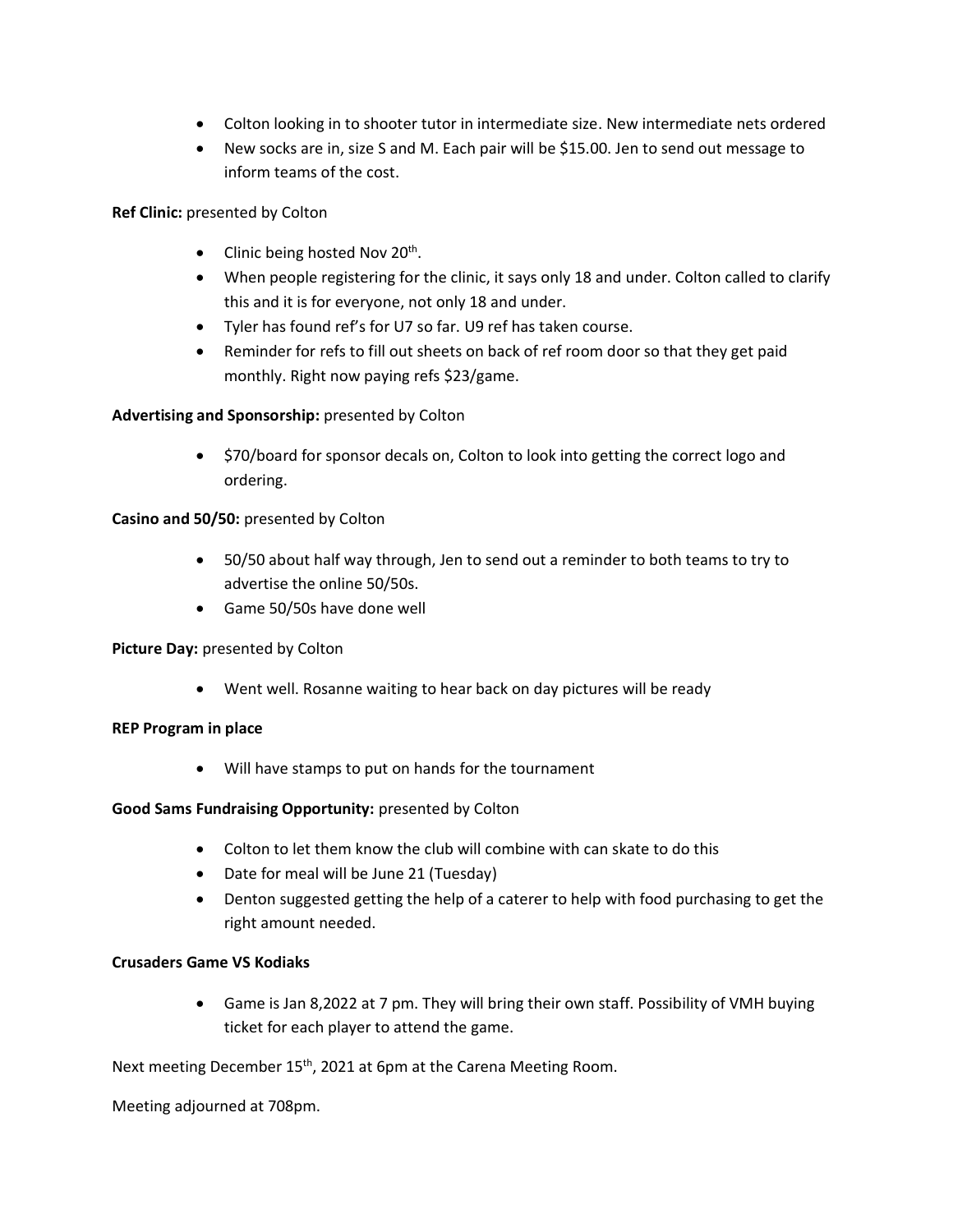- Colton looking in to shooter tutor in intermediate size. New intermediate nets ordered
- New socks are in, size S and M. Each pair will be $15.00. Jen to send out message to inform teams of the cost.

**Ref Clinic:** presented by Colton

- Clinic being hosted Nov 20th.
- When people registering for the clinic, it says only 18 and under. Colton called to clarify this and it is for everyone, not only 18 and under.
- Tyler has found ref's for U7 so far. U9 ref has taken course.
- Reminder for refs to fill out sheets on back of ref room door so that they get paid monthly. Right now paying refs $23/game.

**Advertising and Sponsorship:** presented by Colton

- $70/board for sponsor decals on, Colton to look into getting the correct logo and ordering.

**Casino and 50/50:** presented by Colton

- 50/50 about half way through, Jen to send out a reminder to both teams to try to advertise the online 50/50s.
- Game 50/50s have done well

**Picture Day:** presented by Colton

- Went well. Rosanne waiting to hear back on day pictures will be ready

**REP Program in place**

- Will have stamps to put on hands for the tournament

**Good Sams Fundraising Opportunity:** presented by Colton

- Colton to let them know the club will combine with can skate to do this
- Date for meal will be June 21 (Tuesday)
- Denton suggested getting the help of a caterer to help with food purchasing to get the right amount needed.

**Crusaders Game VS Kodiaks**

- Game is Jan 8,2022 at 7 pm. They will bring their own staff. Possibility of VMH buying ticket for each player to attend the game.

Next meeting December 15th, 2021 at 6pm at the Carena Meeting Room.

Meeting adjourned at 708pm.